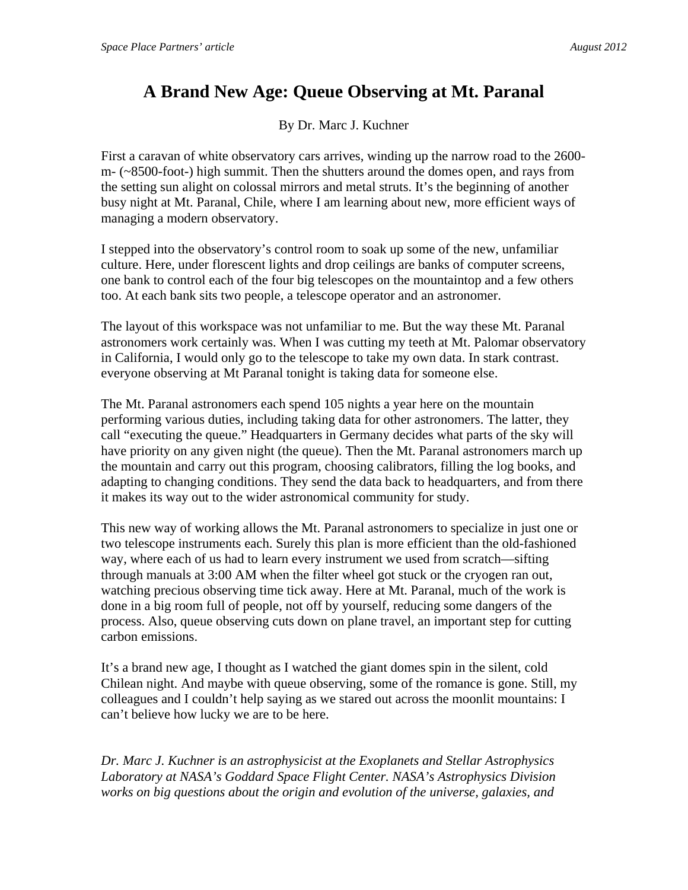# A Brand New Age: Queue Observing at Mt. Paranal

By Dr. Marc J. Kuchner

First a caravan of white observatory cars arrives, winding up the narrow road to the 2600-m- (~8500-foot-) high summit. Then the shutters around the domes open, and rays from the setting sun alight on colossal mirrors and metal struts. It's the beginning of another busy night at Mt. Paranal, Chile, where I am learning about new, more efficient ways of managing a modern observatory.

I stepped into the observatory's control room to soak up some of the new, unfamiliar culture. Here, under florescent lights and drop ceilings are banks of computer screens, one bank to control each of the four big telescopes on the mountaintop and a few others too. At each bank sits two people, a telescope operator and an astronomer.

The layout of this workspace was not unfamiliar to me. But the way these Mt. Paranal astronomers work certainly was. When I was cutting my teeth at Mt. Palomar observatory in California, I would only go to the telescope to take my own data. In stark contrast. everyone observing at Mt Paranal tonight is taking data for someone else.

The Mt. Paranal astronomers each spend 105 nights a year here on the mountain performing various duties, including taking data for other astronomers. The latter, they call "executing the queue." Headquarters in Germany decides what parts of the sky will have priority on any given night (the queue). Then the Mt. Paranal astronomers march up the mountain and carry out this program, choosing calibrators, filling the log books, and adapting to changing conditions. They send the data back to headquarters, and from there it makes its way out to the wider astronomical community for study.

This new way of working allows the Mt. Paranal astronomers to specialize in just one or two telescope instruments each. Surely this plan is more efficient than the old-fashioned way, where each of us had to learn every instrument we used from scratch—sifting through manuals at 3:00 AM when the filter wheel got stuck or the cryogen ran out, watching precious observing time tick away. Here at Mt. Paranal, much of the work is done in a big room full of people, not off by yourself, reducing some dangers of the process. Also, queue observing cuts down on plane travel, an important step for cutting carbon emissions.

It's a brand new age, I thought as I watched the giant domes spin in the silent, cold Chilean night. And maybe with queue observing, some of the romance is gone. Still, my colleagues and I couldn't help saying as we stared out across the moonlit mountains: I can't believe how lucky we are to be here.

*Dr. Marc J. Kuchner is an astrophysicist at the Exoplanets and Stellar Astrophysics Laboratory at NASA's Goddard Space Flight Center. NASA's Astrophysics Division works on big questions about the origin and evolution of the universe, galaxies, and*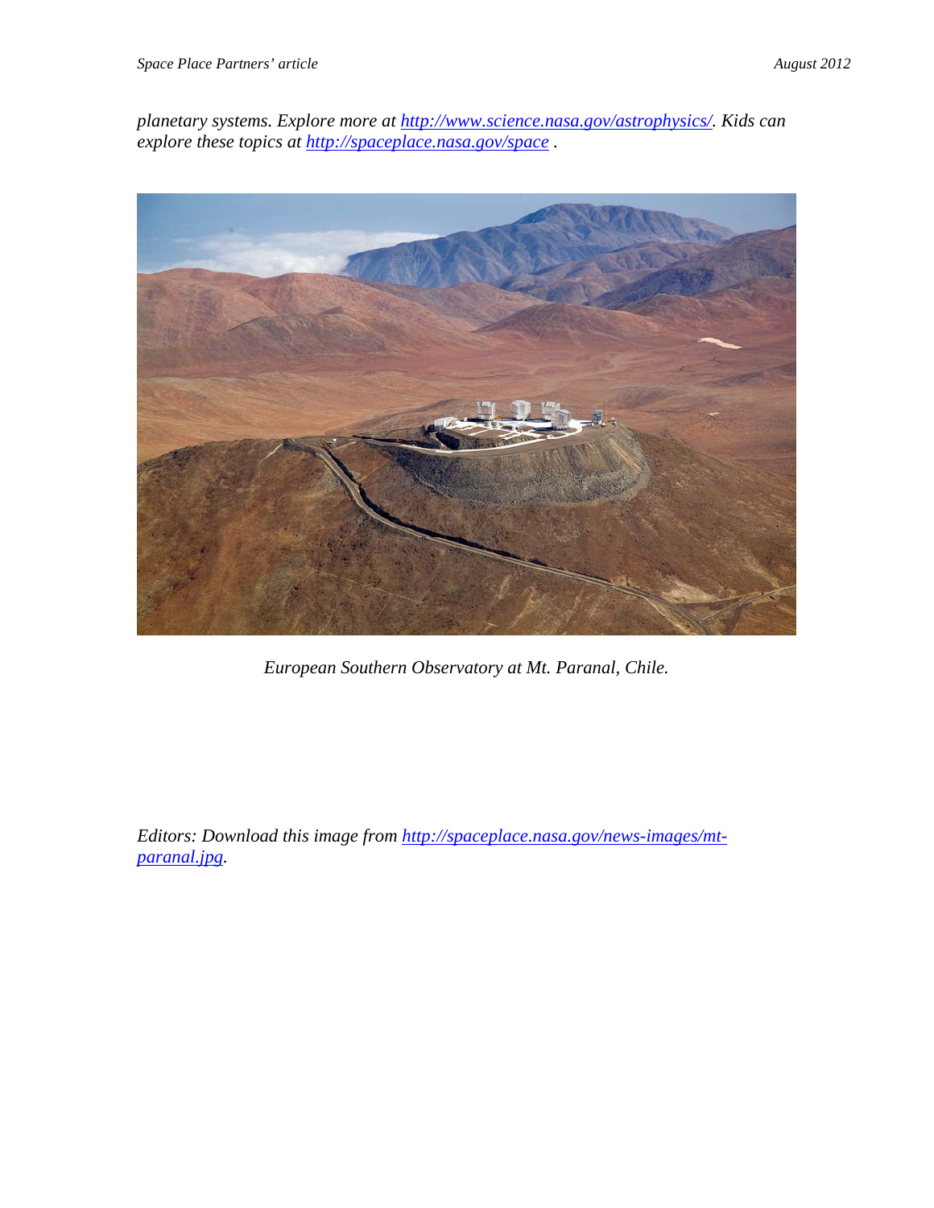*planetary systems. Explore more at [http://www.science.nasa.gov/astrophysics/](http://www.science.nasa.gov/astrophysics/). Kids can explore these topics at [http://spaceplace.nasa.gov/space](http://spaceplace.nasa.gov/space) .*

*European Southern Observatory at Mt. Paranal, Chile.*

*Editors: Download this image from [http://spaceplace.nasa.gov/news-images/mt-paranal.jpg](http://spaceplace.nasa.gov/news-images/mt-paranal.jpg).*